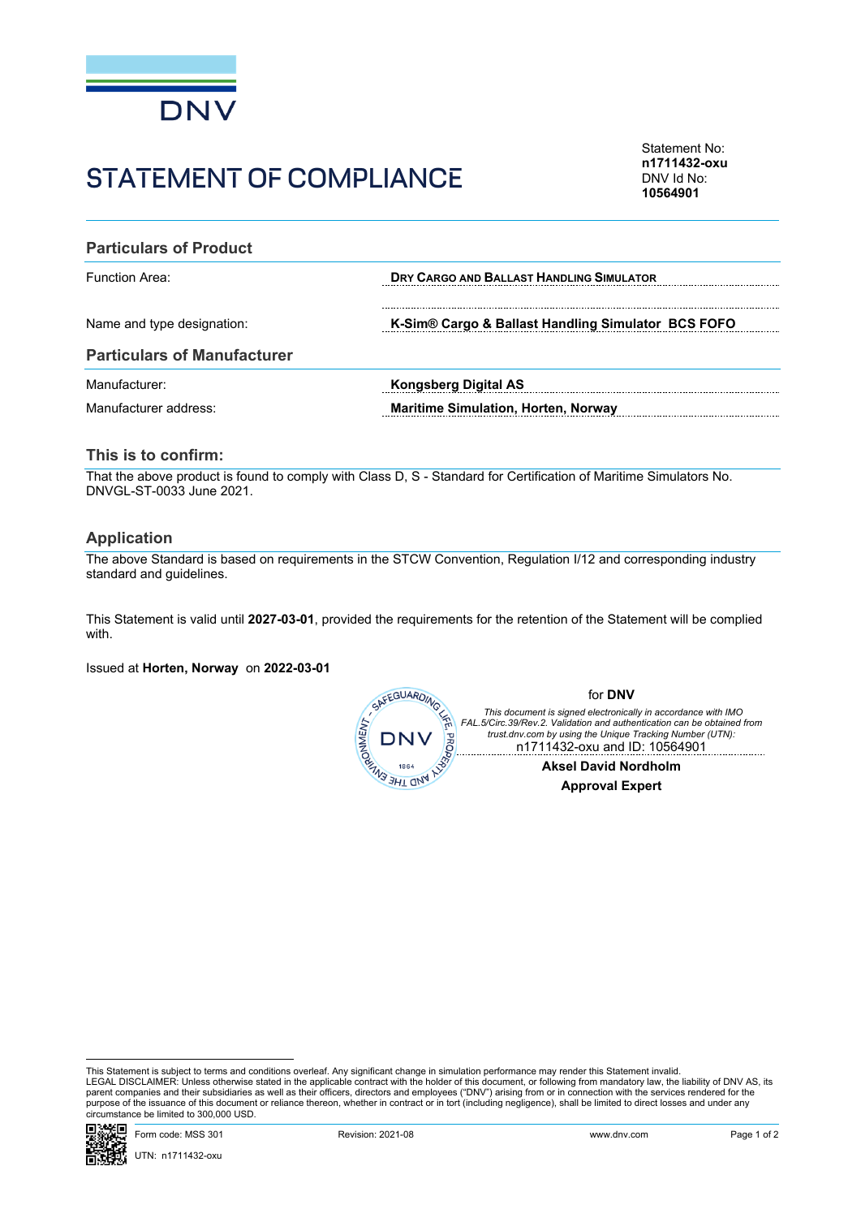# STATEMENT OF COMPLIANCE

Statement No:
**n1711432-oxu**
DNV Id No:
**10564901**

## Particulars of Product

| | |
|---|---|
| Function Area: | **DRY CARGO AND BALLAST HANDLING SIMULATOR** |
| Name and type designation: | **K-Sim® Cargo & Ballast Handling Simulator BCS FOFO** |

## Particulars of Manufacturer

| | |
|---|---|
| Manufacturer: | **Kongsberg Digital AS** |
| Manufacturer address: | **Maritime Simulation, Horten, Norway** |

## This is to confirm:

That the above product is found to comply with Class D, S - Standard for Certification of Maritime Simulators No. DNVGL-ST-0033 June 2021.

## Application

The above Standard is based on requirements in the STCW Convention, Regulation I/12 and corresponding industry standard and guidelines.

This Statement is valid until **2027-03-01**, provided the requirements for the retention of the Statement will be complied with.

Issued at **Horten, Norway** on **2022-03-01**

for **DNV**

*This document is signed electronically in accordance with IMO FAL.5/Circ.39/Rev.2. Validation and authentication can be obtained from trust.dnv.com by using the Unique Tracking Number (UTN):*
n1711432-oxu and ID: 10564901

**Aksel David Nordholm**
**Approval Expert**

This Statement is subject to terms and conditions overleaf. Any significant change in simulation performance may render this Statement invalid.
LEGAL DISCLAIMER: Unless otherwise stated in the applicable contract with the holder of this document, or following from mandatory law, the liability of DNV AS, its parent companies and their subsidiaries as well as their officers, directors and employees ("DNV") arising from or in connection with the services rendered for the purpose of the issuance of this document or reliance thereon, whether in contract or in tort (including negligence), shall be limited to direct losses and under any circumstance be limited to 300,000 USD.

Form code: MSS 301 | Revision: 2021-08 | www.dnv.com

UTN: n1711432-oxu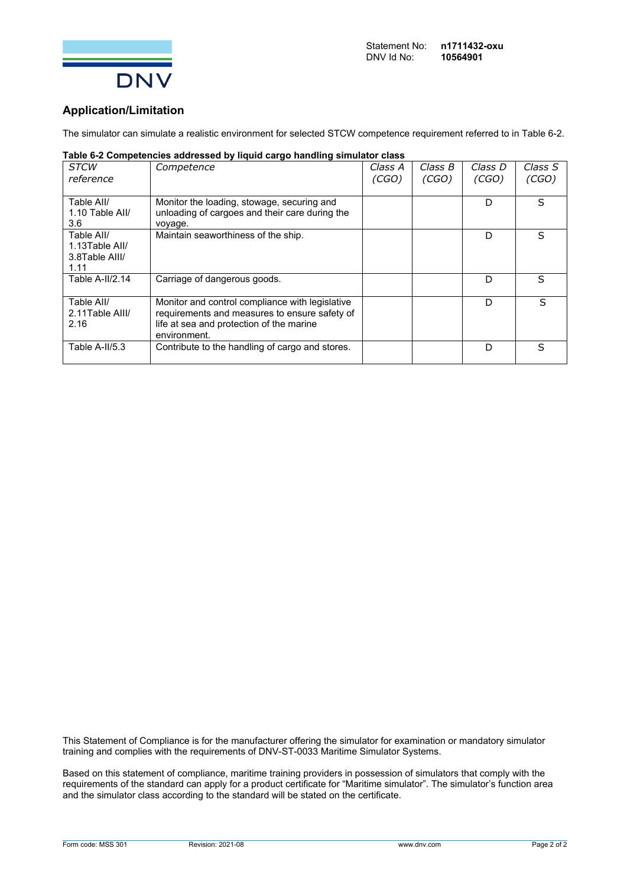Statement No: **n1711432-oxu**
DNV Id No: **10564901**

## Application/Limitation

The simulator can simulate a realistic environment for selected STCW competence requirement referred to in Table 6-2.

**Table 6-2 Competencies addressed by liquid cargo handling simulator class**

| *STCW reference* | *Competence* | *Class A (CGO)* | *Class B (CGO)* | *Class D (CGO)* | *Class S (CGO)* |
|---|---|---|---|---|---|
| Table AII/ 1.10 Table AII/ 3.6 | Monitor the loading, stowage, securing and unloading of cargoes and their care during the voyage. | | | D | S |
| Table AII/ 1.13Table AII/ 3.8Table AIII/ 1.11 | Maintain seaworthiness of the ship. | | | D | S |
| Table A-II/2.14 | Carriage of dangerous goods. | | | D | S |
| Table AII/ 2.11Table AIII/ 2.16 | Monitor and control compliance with legislative requirements and measures to ensure safety of life at sea and protection of the marine environment. | | | D | S |
| Table A-II/5.3 | Contribute to the handling of cargo and stores. | | | D | S |

This Statement of Compliance is for the manufacturer offering the simulator for examination or mandatory simulator training and complies with the requirements of DNV-ST-0033 Maritime Simulator Systems.

Based on this statement of compliance, maritime training providers in possession of simulators that comply with the requirements of the standard can apply for a product certificate for "Maritime simulator". The simulator's function area and the simulator class according to the standard will be stated on the certificate.